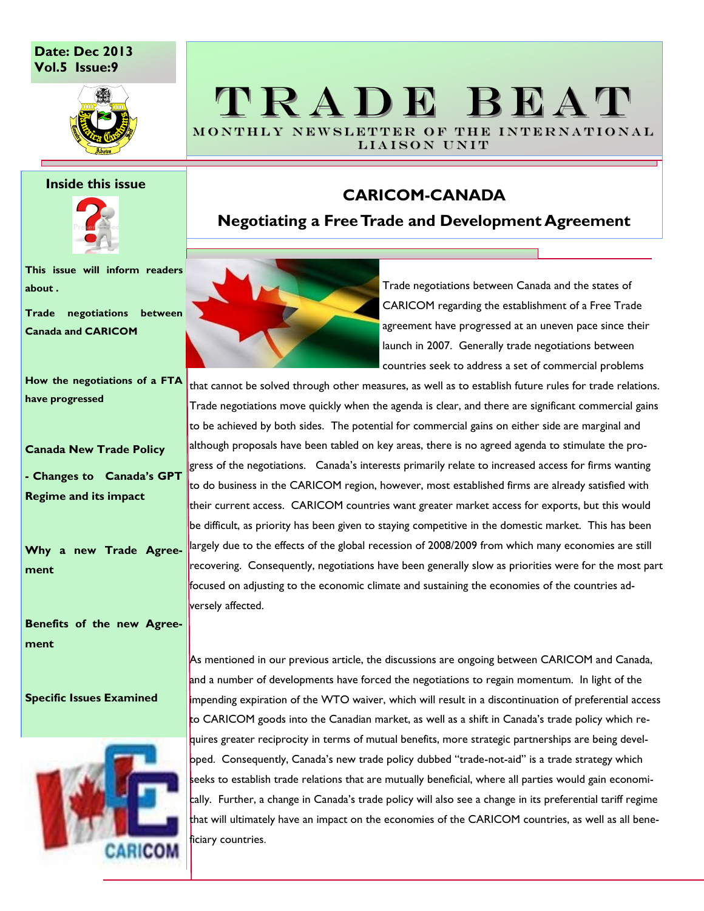Date: Dec 2013
Vol.5 Issue:9

# TRADE BEAT

MONTHLY NEWSLETTER OF THE INTERNATIONAL LIAISON UNIT

## Inside this issue

**This issue will inform readers about .**

**Trade negotiations between Canada and CARICOM**

**How the negotiations of a FTA have progressed**

**Canada New Trade Policy**

**- Changes to Canada's GPT Regime and its impact**

**Why a new Trade Agreement**

**Benefits of the new Agreement**

**Specific Issues Examined**

## CARICOM-CANADA

### Negotiating a Free Trade and Development Agreement

Trade negotiations between Canada and the states of CARICOM regarding the establishment of a Free Trade agreement have progressed at an uneven pace since their launch in 2007. Generally trade negotiations between countries seek to address a set of commercial problems that cannot be solved through other measures, as well as to establish future rules for trade relations. Trade negotiations move quickly when the agenda is clear, and there are significant commercial gains to be achieved by both sides. The potential for commercial gains on either side are marginal and although proposals have been tabled on key areas, there is no agreed agenda to stimulate the progress of the negotiations. Canada's interests primarily relate to increased access for firms wanting to do business in the CARICOM region, however, most established firms are already satisfied with their current access. CARICOM countries want greater market access for exports, but this would be difficult, as priority has been given to staying competitive in the domestic market. This has been largely due to the effects of the global recession of 2008/2009 from which many economies are still recovering. Consequently, negotiations have been generally slow as priorities were for the most part focused on adjusting to the economic climate and sustaining the economies of the countries adversely affected.

As mentioned in our previous article, the discussions are ongoing between CARICOM and Canada, and a number of developments have forced the negotiations to regain momentum. In light of the impending expiration of the WTO waiver, which will result in a discontinuation of preferential access to CARICOM goods into the Canadian market, as well as a shift in Canada's trade policy which requires greater reciprocity in terms of mutual benefits, more strategic partnerships are being developed. Consequently, Canada's new trade policy dubbed "trade-not-aid" is a trade strategy which seeks to establish trade relations that are mutually beneficial, where all parties would gain economically. Further, a change in Canada's trade policy will also see a change in its preferential tariff regime that will ultimately have an impact on the economies of the CARICOM countries, as well as all beneficiary countries.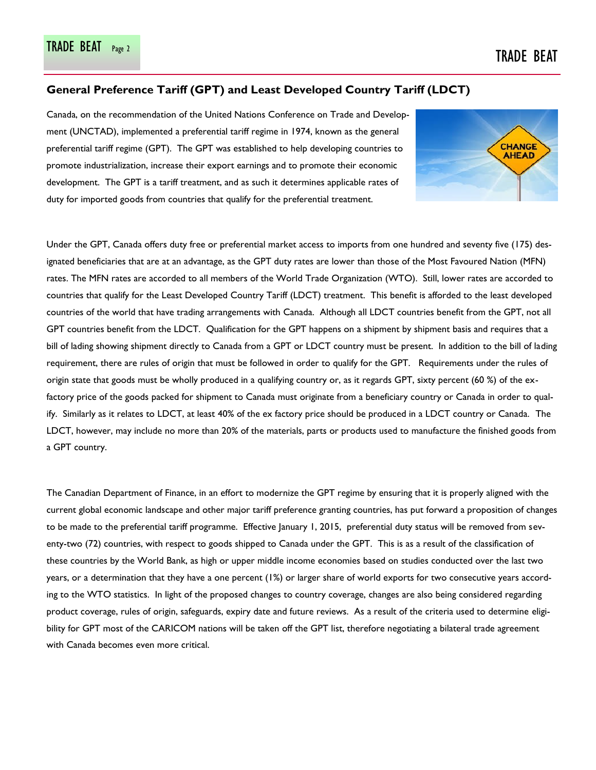## General Preference Tariff (GPT) and Least Developed Country Tariff (LDCT)

Canada, on the recommendation of the United Nations Conference on Trade and Development (UNCTAD), implemented a preferential tariff regime in 1974, known as the general preferential tariff regime (GPT). The GPT was established to help developing countries to promote industrialization, increase their export earnings and to promote their economic development. The GPT is a tariff treatment, and as such it determines applicable rates of duty for imported goods from countries that qualify for the preferential treatment.

Under the GPT, Canada offers duty free or preferential market access to imports from one hundred and seventy five (175) designated beneficiaries that are at an advantage, as the GPT duty rates are lower than those of the Most Favoured Nation (MFN) rates. The MFN rates are accorded to all members of the World Trade Organization (WTO). Still, lower rates are accorded to countries that qualify for the Least Developed Country Tariff (LDCT) treatment. This benefit is afforded to the least developed countries of the world that have trading arrangements with Canada. Although all LDCT countries benefit from the GPT, not all GPT countries benefit from the LDCT. Qualification for the GPT happens on a shipment by shipment basis and requires that a bill of lading showing shipment directly to Canada from a GPT or LDCT country must be present. In addition to the bill of lading requirement, there are rules of origin that must be followed in order to qualify for the GPT. Requirements under the rules of origin state that goods must be wholly produced in a qualifying country or, as it regards GPT, sixty percent (60 %) of the ex-factory price of the goods packed for shipment to Canada must originate from a beneficiary country or Canada in order to qualify. Similarly as it relates to LDCT, at least 40% of the ex factory price should be produced in a LDCT country or Canada. The LDCT, however, may include no more than 20% of the materials, parts or products used to manufacture the finished goods from a GPT country.

The Canadian Department of Finance, in an effort to modernize the GPT regime by ensuring that it is properly aligned with the current global economic landscape and other major tariff preference granting countries, has put forward a proposition of changes to be made to the preferential tariff programme. Effective January 1, 2015, preferential duty status will be removed from seventy-two (72) countries, with respect to goods shipped to Canada under the GPT. This is as a result of the classification of these countries by the World Bank, as high or upper middle income economies based on studies conducted over the last two years, or a determination that they have a one percent (1%) or larger share of world exports for two consecutive years according to the WTO statistics. In light of the proposed changes to country coverage, changes are also being considered regarding product coverage, rules of origin, safeguards, expiry date and future reviews. As a result of the criteria used to determine eligibility for GPT most of the CARICOM nations will be taken off the GPT list, therefore negotiating a bilateral trade agreement with Canada becomes even more critical.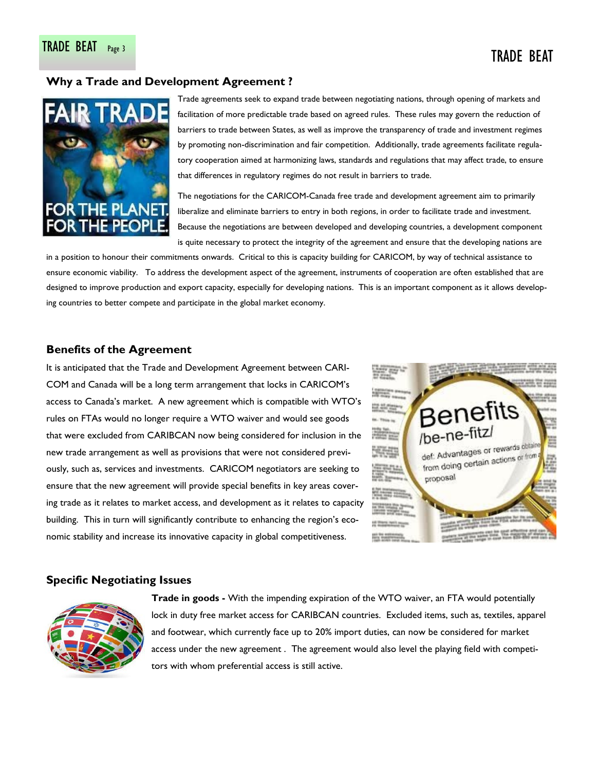## Why a Trade and Development Agreement ?

Trade agreements seek to expand trade between negotiating nations, through opening of markets and facilitation of more predictable trade based on agreed rules. These rules may govern the reduction of barriers to trade between States, as well as improve the transparency of trade and investment regimes by promoting non-discrimination and fair competition. Additionally, trade agreements facilitate regulatory cooperation aimed at harmonizing laws, standards and regulations that may affect trade, to ensure that differences in regulatory regimes do not result in barriers to trade.

The negotiations for the CARICOM-Canada free trade and development agreement aim to primarily liberalize and eliminate barriers to entry in both regions, in order to facilitate trade and investment. Because the negotiations are between developed and developing countries, a development component is quite necessary to protect the integrity of the agreement and ensure that the developing nations are in a position to honour their commitments onwards. Critical to this is capacity building for CARICOM, by way of technical assistance to ensure economic viability. To address the development aspect of the agreement, instruments of cooperation are often established that are designed to improve production and export capacity, especially for developing nations. This is an important component as it allows developing countries to better compete and participate in the global market economy.

## Benefits of the Agreement

It is anticipated that the Trade and Development Agreement between CARICOM and Canada will be a long term arrangement that locks in CARICOM's access to Canada's market. A new agreement which is compatible with WTO's rules on FTAs would no longer require a WTO waiver and would see goods that were excluded from CARIBCAN now being considered for inclusion in the new trade arrangement as well as provisions that were not considered previously, such as, services and investments. CARICOM negotiators are seeking to ensure that the new agreement will provide special benefits in key areas covering trade as it relates to market access, and development as it relates to capacity building. This in turn will significantly contribute to enhancing the region's economic stability and increase its innovative capacity in global competitiveness.

## Specific Negotiating Issues

**Trade in goods -** With the impending expiration of the WTO waiver, an FTA would potentially lock in duty free market access for CARIBCAN countries. Excluded items, such as, textiles, apparel and footwear, which currently face up to 20% import duties, can now be considered for market access under the new agreement . The agreement would also level the playing field with competitors with whom preferential access is still active.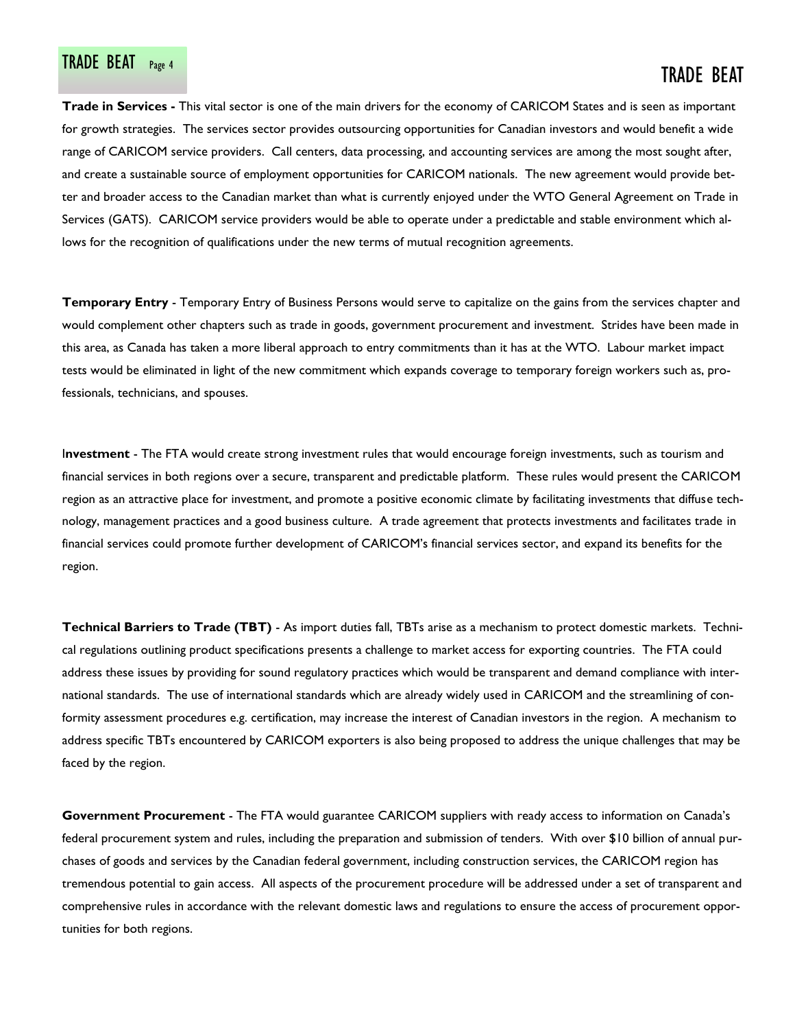**Trade in Services -** This vital sector is one of the main drivers for the economy of CARICOM States and is seen as important for growth strategies. The services sector provides outsourcing opportunities for Canadian investors and would benefit a wide range of CARICOM service providers. Call centers, data processing, and accounting services are among the most sought after, and create a sustainable source of employment opportunities for CARICOM nationals. The new agreement would provide better and broader access to the Canadian market than what is currently enjoyed under the WTO General Agreement on Trade in Services (GATS). CARICOM service providers would be able to operate under a predictable and stable environment which allows for the recognition of qualifications under the new terms of mutual recognition agreements.

**Temporary Entry** - Temporary Entry of Business Persons would serve to capitalize on the gains from the services chapter and would complement other chapters such as trade in goods, government procurement and investment. Strides have been made in this area, as Canada has taken a more liberal approach to entry commitments than it has at the WTO. Labour market impact tests would be eliminated in light of the new commitment which expands coverage to temporary foreign workers such as, professionals, technicians, and spouses.

**Investment** - The FTA would create strong investment rules that would encourage foreign investments, such as tourism and financial services in both regions over a secure, transparent and predictable platform. These rules would present the CARICOM region as an attractive place for investment, and promote a positive economic climate by facilitating investments that diffuse technology, management practices and a good business culture. A trade agreement that protects investments and facilitates trade in financial services could promote further development of CARICOM's financial services sector, and expand its benefits for the region.

**Technical Barriers to Trade (TBT)** - As import duties fall, TBTs arise as a mechanism to protect domestic markets. Technical regulations outlining product specifications presents a challenge to market access for exporting countries. The FTA could address these issues by providing for sound regulatory practices which would be transparent and demand compliance with international standards. The use of international standards which are already widely used in CARICOM and the streamlining of conformity assessment procedures e.g. certification, may increase the interest of Canadian investors in the region. A mechanism to address specific TBTs encountered by CARICOM exporters is also being proposed to address the unique challenges that may be faced by the region.

**Government Procurement** - The FTA would guarantee CARICOM suppliers with ready access to information on Canada's federal procurement system and rules, including the preparation and submission of tenders. With over $10 billion of annual purchases of goods and services by the Canadian federal government, including construction services, the CARICOM region has tremendous potential to gain access. All aspects of the procurement procedure will be addressed under a set of transparent and comprehensive rules in accordance with the relevant domestic laws and regulations to ensure the access of procurement opportunities for both regions.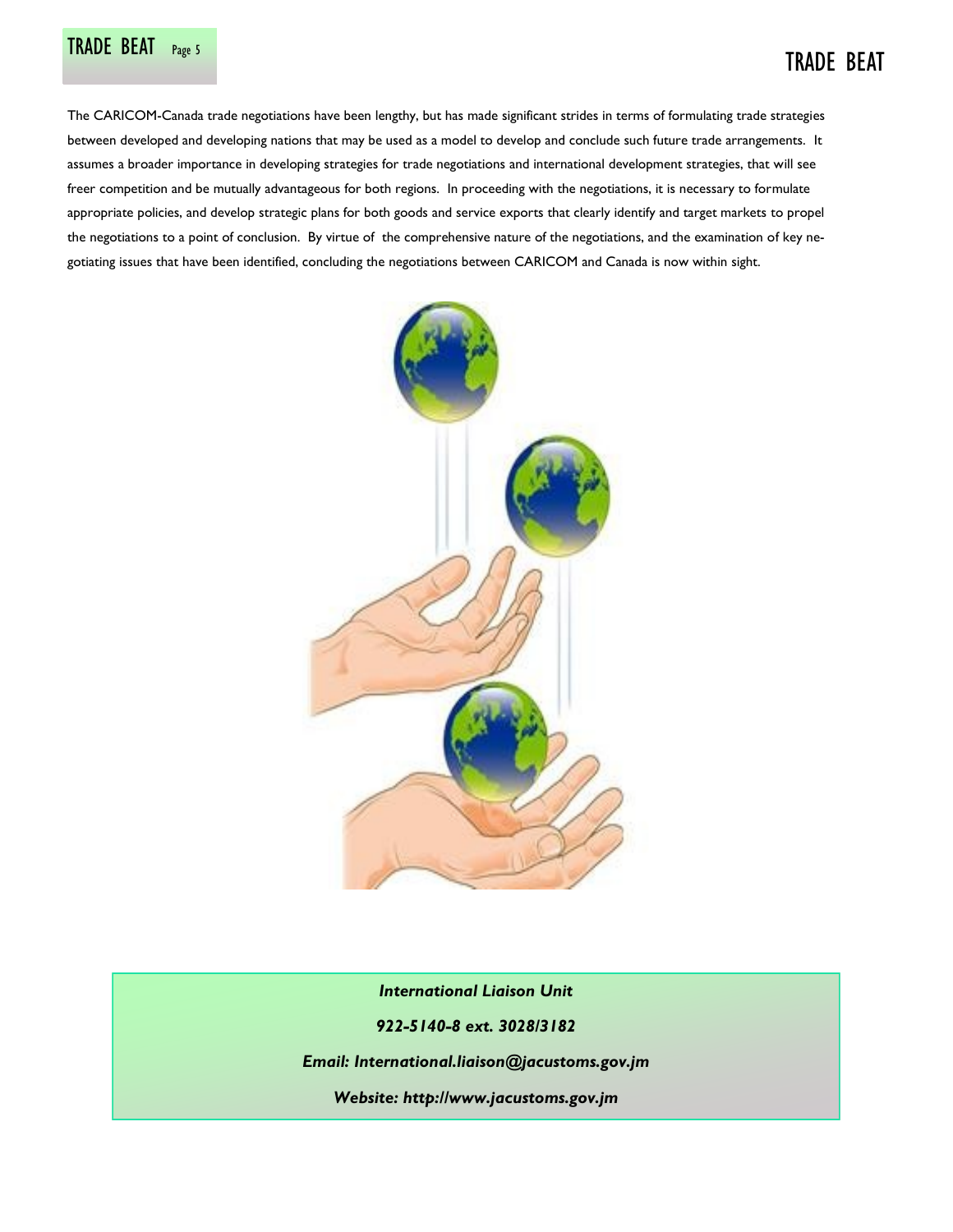The CARICOM-Canada trade negotiations have been lengthy, but has made significant strides in terms of formulating trade strategies between developed and developing nations that may be used as a model to develop and conclude such future trade arrangements. It assumes a broader importance in developing strategies for trade negotiations and international development strategies, that will see freer competition and be mutually advantageous for both regions. In proceeding with the negotiations, it is necessary to formulate appropriate policies, and develop strategic plans for both goods and service exports that clearly identify and target markets to propel the negotiations to a point of conclusion. By virtue of the comprehensive nature of the negotiations, and the examination of key negotiating issues that have been identified, concluding the negotiations between CARICOM and Canada is now within sight.

***International Liaison Unit***

***922-5140-8 ext. 3028/3182***

***Email: International.liaison@jacustoms.gov.jm***

***Website: http://www.jacustoms.gov.jm***